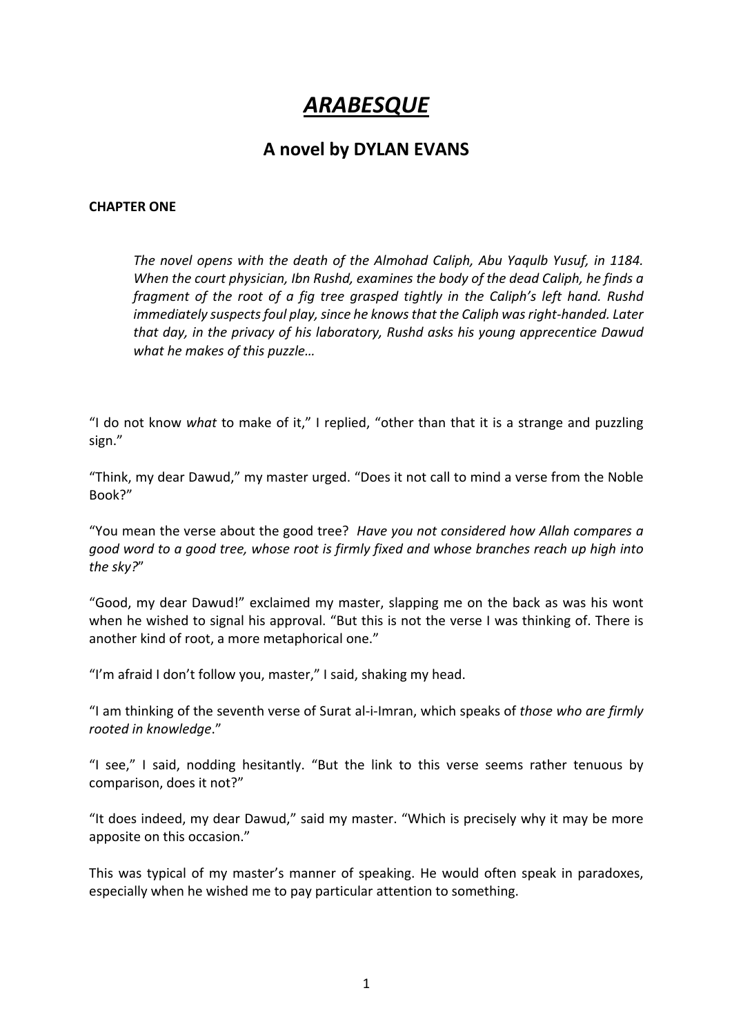# *ARABESQUE*

## A novel by DYLAN EVANS

**CHAPTER ONE**

> *The novel opens with the death of the Almohad Caliph, Abu Yaqulb Yusuf, in 1184. When the court physician, Ibn Rushd, examines the body of the dead Caliph, he finds a fragment of the root of a fig tree grasped tightly in the Caliph's left hand. Rushd immediately suspects foul play, since he knows that the Caliph was right-handed. Later that day, in the privacy of his laboratory, Rushd asks his young apprecentice Dawud what he makes of this puzzle…*

"I do not know *what* to make of it," I replied, "other than that it is a strange and puzzling sign."

"Think, my dear Dawud," my master urged. "Does it not call to mind a verse from the Noble Book?"

"You mean the verse about the good tree? *Have you not considered how Allah compares a good word to a good tree, whose root is firmly fixed and whose branches reach up high into the sky?*"

"Good, my dear Dawud!" exclaimed my master, slapping me on the back as was his wont when he wished to signal his approval. "But this is not the verse I was thinking of. There is another kind of root, a more metaphorical one."

"I'm afraid I don't follow you, master," I said, shaking my head.

"I am thinking of the seventh verse of Surat al-i-Imran, which speaks of *those who are firmly rooted in knowledge*."

"I see," I said, nodding hesitantly. "But the link to this verse seems rather tenuous by comparison, does it not?"

"It does indeed, my dear Dawud," said my master. "Which is precisely why it may be more apposite on this occasion."

This was typical of my master's manner of speaking. He would often speak in paradoxes, especially when he wished me to pay particular attention to something.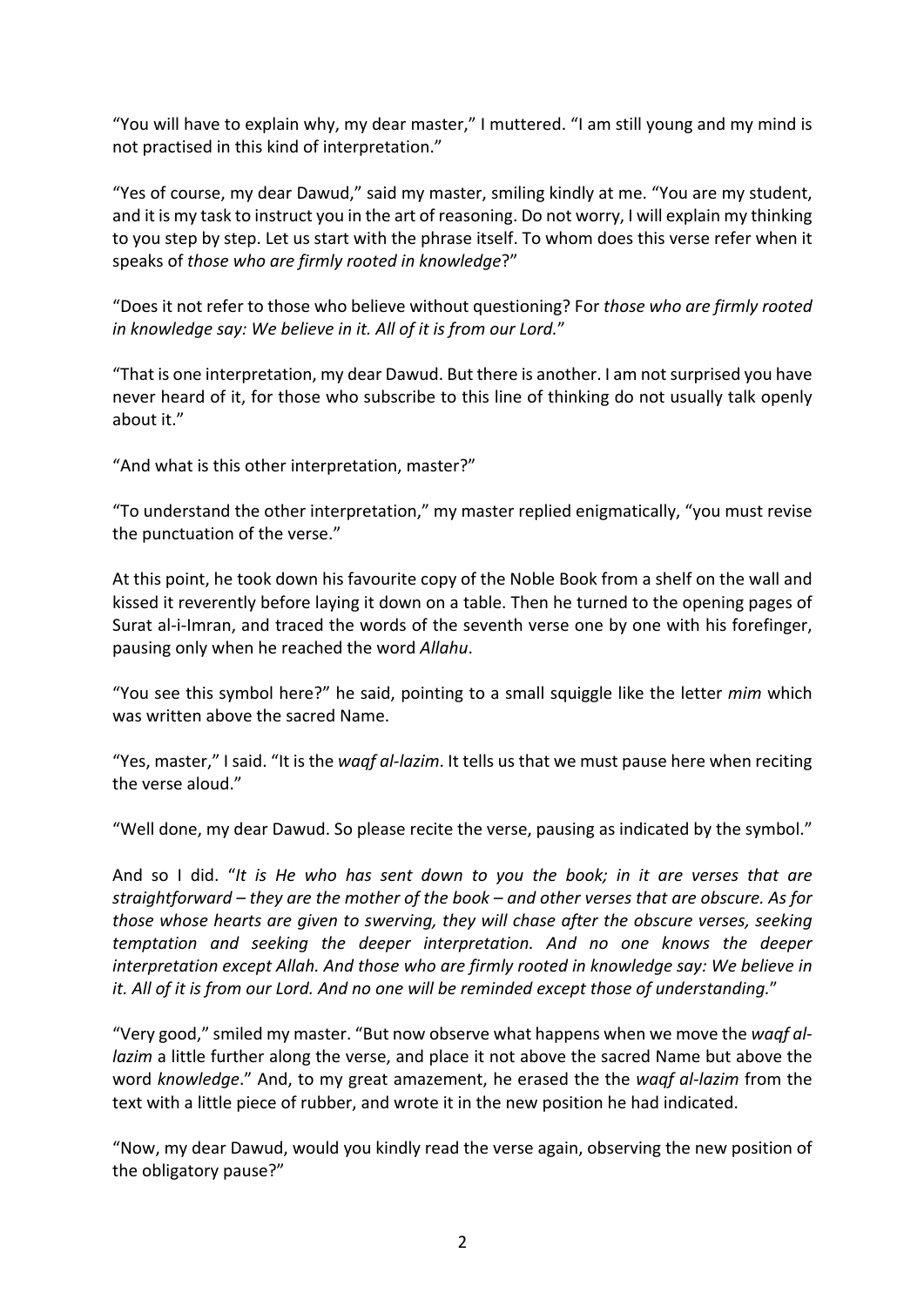"You will have to explain why, my dear master," I muttered. "I am still young and my mind is not practised in this kind of interpretation."

"Yes of course, my dear Dawud," said my master, smiling kindly at me. "You are my student, and it is my task to instruct you in the art of reasoning. Do not worry, I will explain my thinking to you step by step. Let us start with the phrase itself. To whom does this verse refer when it speaks of *those who are firmly rooted in knowledge*?"

"Does it not refer to those who believe without questioning? For *those who are firmly rooted in knowledge say: We believe in it. All of it is from our Lord.*"

"That is one interpretation, my dear Dawud. But there is another. I am not surprised you have never heard of it, for those who subscribe to this line of thinking do not usually talk openly about it."

"And what is this other interpretation, master?"

"To understand the other interpretation," my master replied enigmatically, "you must revise the punctuation of the verse."

At this point, he took down his favourite copy of the Noble Book from a shelf on the wall and kissed it reverently before laying it down on a table. Then he turned to the opening pages of Surat al-i-Imran, and traced the words of the seventh verse one by one with his forefinger, pausing only when he reached the word *Allahu*.

"You see this symbol here?" he said, pointing to a small squiggle like the letter *mim* which was written above the sacred Name.

"Yes, master," I said. "It is the *waqf al-lazim*. It tells us that we must pause here when reciting the verse aloud."

"Well done, my dear Dawud. So please recite the verse, pausing as indicated by the symbol."

And so I did. "*It is He who has sent down to you the book; in it are verses that are straightforward – they are the mother of the book – and other verses that are obscure. As for those whose hearts are given to swerving, they will chase after the obscure verses, seeking temptation and seeking the deeper interpretation. And no one knows the deeper interpretation except Allah. And those who are firmly rooted in knowledge say: We believe in it. All of it is from our Lord. And no one will be reminded except those of understanding.*"

"Very good," smiled my master. "But now observe what happens when we move the *waqf al-lazim* a little further along the verse, and place it not above the sacred Name but above the word *knowledge*." And, to my great amazement, he erased the the *waqf al-lazim* from the text with a little piece of rubber, and wrote it in the new position he had indicated.

"Now, my dear Dawud, would you kindly read the verse again, observing the new position of the obligatory pause?"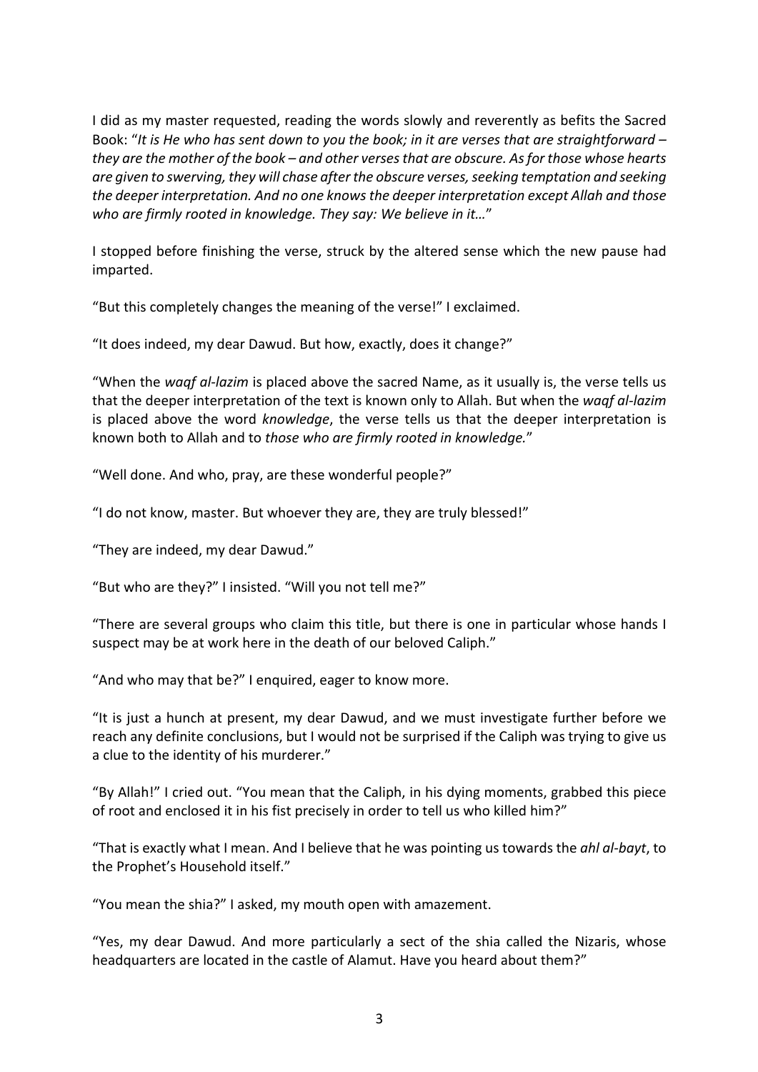I did as my master requested, reading the words slowly and reverently as befits the Sacred Book: "*It is He who has sent down to you the book; in it are verses that are straightforward – they are the mother of the book – and other verses that are obscure. As for those whose hearts are given to swerving, they will chase after the obscure verses, seeking temptation and seeking the deeper interpretation. And no one knows the deeper interpretation except Allah and those who are firmly rooted in knowledge. They say: We believe in it…*"

I stopped before finishing the verse, struck by the altered sense which the new pause had imparted.

"But this completely changes the meaning of the verse!" I exclaimed.

"It does indeed, my dear Dawud. But how, exactly, does it change?"

"When the *waqf al-lazim* is placed above the sacred Name, as it usually is, the verse tells us that the deeper interpretation of the text is known only to Allah. But when the *waqf al-lazim* is placed above the word *knowledge*, the verse tells us that the deeper interpretation is known both to Allah and to *those who are firmly rooted in knowledge.*"

"Well done. And who, pray, are these wonderful people?"

"I do not know, master. But whoever they are, they are truly blessed!"

"They are indeed, my dear Dawud."

"But who are they?" I insisted. "Will you not tell me?"

"There are several groups who claim this title, but there is one in particular whose hands I suspect may be at work here in the death of our beloved Caliph."

"And who may that be?" I enquired, eager to know more.

"It is just a hunch at present, my dear Dawud, and we must investigate further before we reach any definite conclusions, but I would not be surprised if the Caliph was trying to give us a clue to the identity of his murderer."

"By Allah!" I cried out. "You mean that the Caliph, in his dying moments, grabbed this piece of root and enclosed it in his fist precisely in order to tell us who killed him?"

"That is exactly what I mean. And I believe that he was pointing us towards the *ahl al-bayt*, to the Prophet's Household itself."

"You mean the shia?" I asked, my mouth open with amazement.

"Yes, my dear Dawud. And more particularly a sect of the shia called the Nizaris, whose headquarters are located in the castle of Alamut. Have you heard about them?"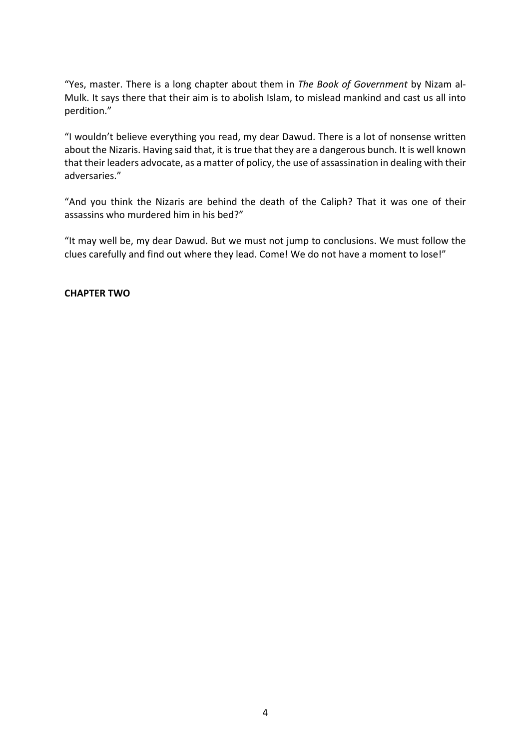"Yes, master. There is a long chapter about them in *The Book of Government* by Nizam al-Mulk. It says there that their aim is to abolish Islam, to mislead mankind and cast us all into perdition."

"I wouldn't believe everything you read, my dear Dawud. There is a lot of nonsense written about the Nizaris. Having said that, it is true that they are a dangerous bunch. It is well known that their leaders advocate, as a matter of policy, the use of assassination in dealing with their adversaries."

"And you think the Nizaris are behind the death of the Caliph? That it was one of their assassins who murdered him in his bed?"

"It may well be, my dear Dawud. But we must not jump to conclusions. We must follow the clues carefully and find out where they lead. Come! We do not have a moment to lose!"

**CHAPTER TWO**